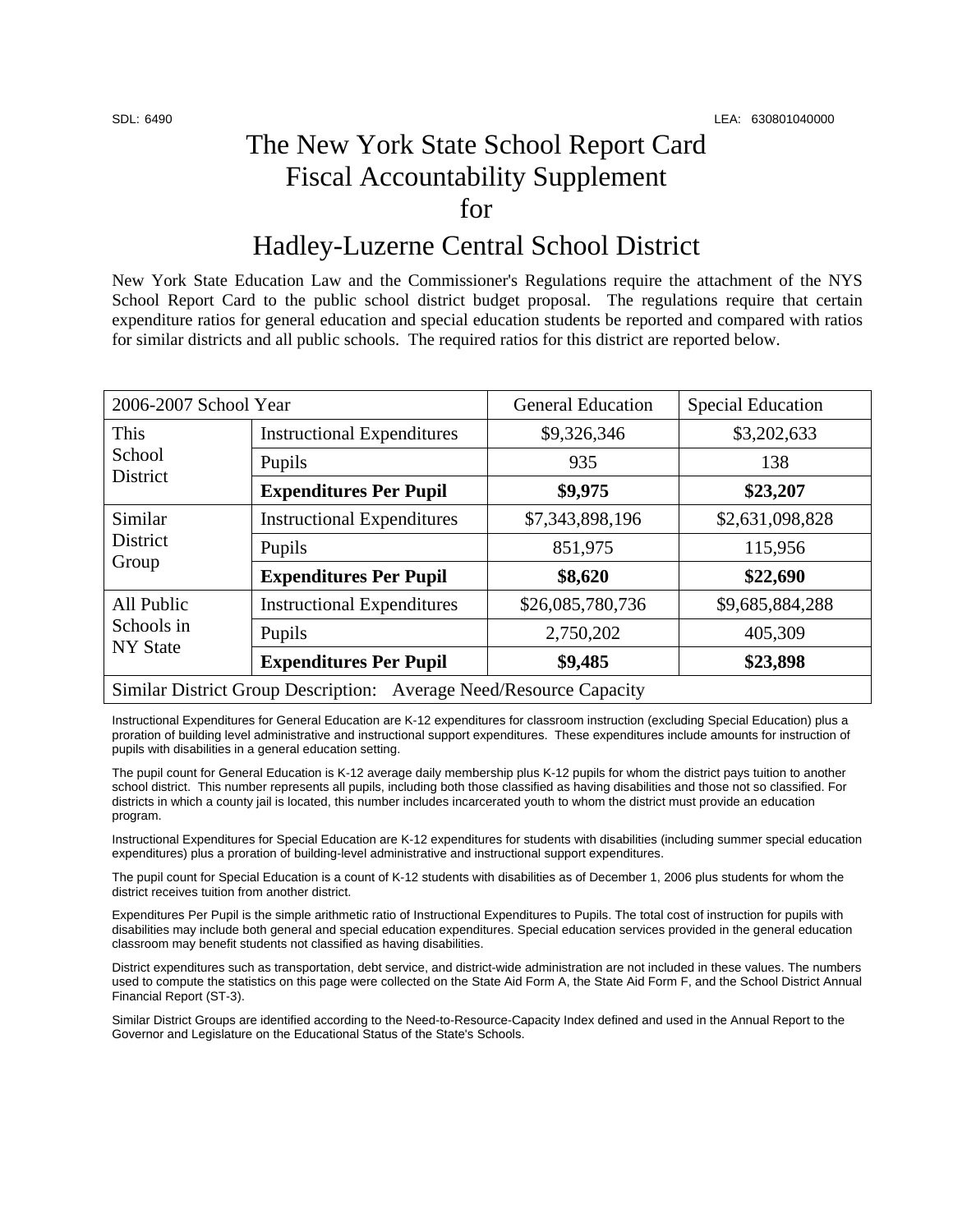SDL: 6490 LEA: 630801040000

# The New York State School Report Card Fiscal Accountability Supplement for

# Hadley-Luzerne Central School District

New York State Education Law and the Commissioner's Regulations require the attachment of the NYS School Report Card to the public school district budget proposal. The regulations require that certain expenditure ratios for general education and special education students be reported and compared with ratios for similar districts and all public schools. The required ratios for this district are reported below.

| 2006-2007 School Year | | General Education | Special Education |
|---|---|---|---|
| This School District | Instructional Expenditures | $9,326,346 | $3,202,633 |
| | Pupils | 935 | 138 |
| | **Expenditures Per Pupil** | **$9,975** | **$23,207** |
| Similar District Group | Instructional Expenditures | $7,343,898,196 | $2,631,098,828 |
| | Pupils | 851,975 | 115,956 |
| | **Expenditures Per Pupil** | **$8,620** | **$22,690** |
| All Public Schools in NY State | Instructional Expenditures | $26,085,780,736 | $9,685,884,288 |
| | Pupils | 2,750,202 | 405,309 |
| | **Expenditures Per Pupil** | **$9,485** | **$23,898** |
| Similar District Group Description: Average Need/Resource Capacity | | | |

Instructional Expenditures for General Education are K-12 expenditures for classroom instruction (excluding Special Education) plus a proration of building level administrative and instructional support expenditures. These expenditures include amounts for instruction of pupils with disabilities in a general education setting.

The pupil count for General Education is K-12 average daily membership plus K-12 pupils for whom the district pays tuition to another school district. This number represents all pupils, including both those classified as having disabilities and those not so classified. For districts in which a county jail is located, this number includes incarcerated youth to whom the district must provide an education program.

Instructional Expenditures for Special Education are K-12 expenditures for students with disabilities (including summer special education expenditures) plus a proration of building-level administrative and instructional support expenditures.

The pupil count for Special Education is a count of K-12 students with disabilities as of December 1, 2006 plus students for whom the district receives tuition from another district.

Expenditures Per Pupil is the simple arithmetic ratio of Instructional Expenditures to Pupils. The total cost of instruction for pupils with disabilities may include both general and special education expenditures. Special education services provided in the general education classroom may benefit students not classified as having disabilities.

District expenditures such as transportation, debt service, and district-wide administration are not included in these values. The numbers used to compute the statistics on this page were collected on the State Aid Form A, the State Aid Form F, and the School District Annual Financial Report (ST-3).

Similar District Groups are identified according to the Need-to-Resource-Capacity Index defined and used in the Annual Report to the Governor and Legislature on the Educational Status of the State's Schools.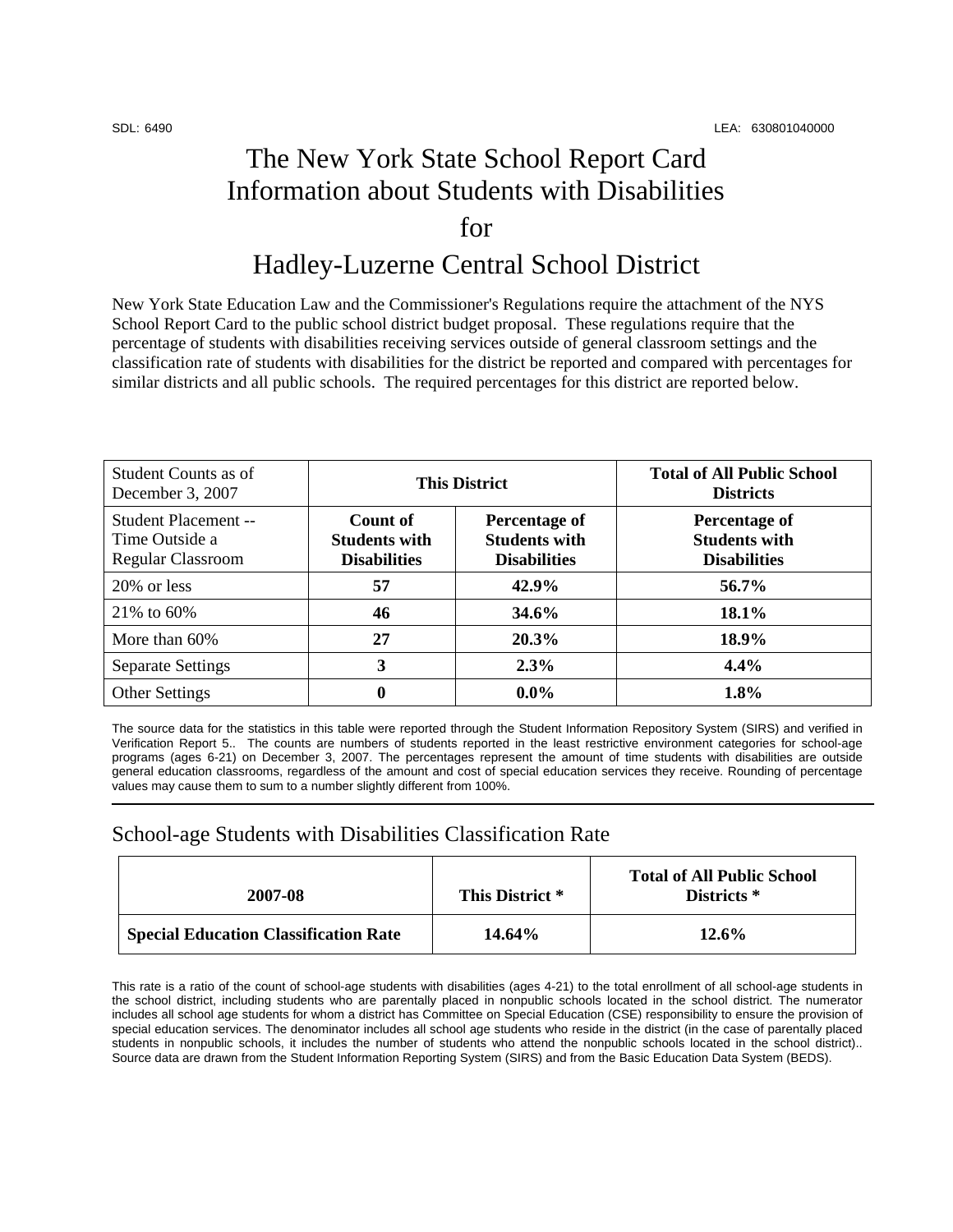SDL: 6490 LEA: 630801040000

# The New York State School Report Card
# Information about Students with Disabilities
# for
# Hadley-Luzerne Central School District

New York State Education Law and the Commissioner's Regulations require the attachment of the NYS School Report Card to the public school district budget proposal. These regulations require that the percentage of students with disabilities receiving services outside of general classroom settings and the classification rate of students with disabilities for the district be reported and compared with percentages for similar districts and all public schools. The required percentages for this district are reported below.

| Student Counts as of December 3, 2007 | **This District** | | **Total of All Public School Districts** |
|---|---|---|---|
| Student Placement -- Time Outside a Regular Classroom | **Count of Students with Disabilities** | **Percentage of Students with Disabilities** | **Percentage of Students with Disabilities** |
| 20% or less | **57** | **42.9%** | **56.7%** |
| 21% to 60% | **46** | **34.6%** | **18.1%** |
| More than 60% | **27** | **20.3%** | **18.9%** |
| Separate Settings | **3** | **2.3%** | **4.4%** |
| Other Settings | **0** | **0.0%** | **1.8%** |

The source data for the statistics in this table were reported through the Student Information Repository System (SIRS) and verified in Verification Report 5.. The counts are numbers of students reported in the least restrictive environment categories for school-age programs (ages 6-21) on December 3, 2007. The percentages represent the amount of time students with disabilities are outside general education classrooms, regardless of the amount and cost of special education services they receive. Rounding of percentage values may cause them to sum to a number slightly different from 100%.

## School-age Students with Disabilities Classification Rate

| **2007-08** | **This District *** | **Total of All Public School Districts *** |
|---|---|---|
| **Special Education Classification Rate** | **14.64%** | **12.6%** |

This rate is a ratio of the count of school-age students with disabilities (ages 4-21) to the total enrollment of all school-age students in the school district, including students who are parentally placed in nonpublic schools located in the school district. The numerator includes all school age students for whom a district has Committee on Special Education (CSE) responsibility to ensure the provision of special education services. The denominator includes all school age students who reside in the district (in the case of parentally placed students in nonpublic schools, it includes the number of students who attend the nonpublic schools located in the school district).. Source data are drawn from the Student Information Reporting System (SIRS) and from the Basic Education Data System (BEDS).